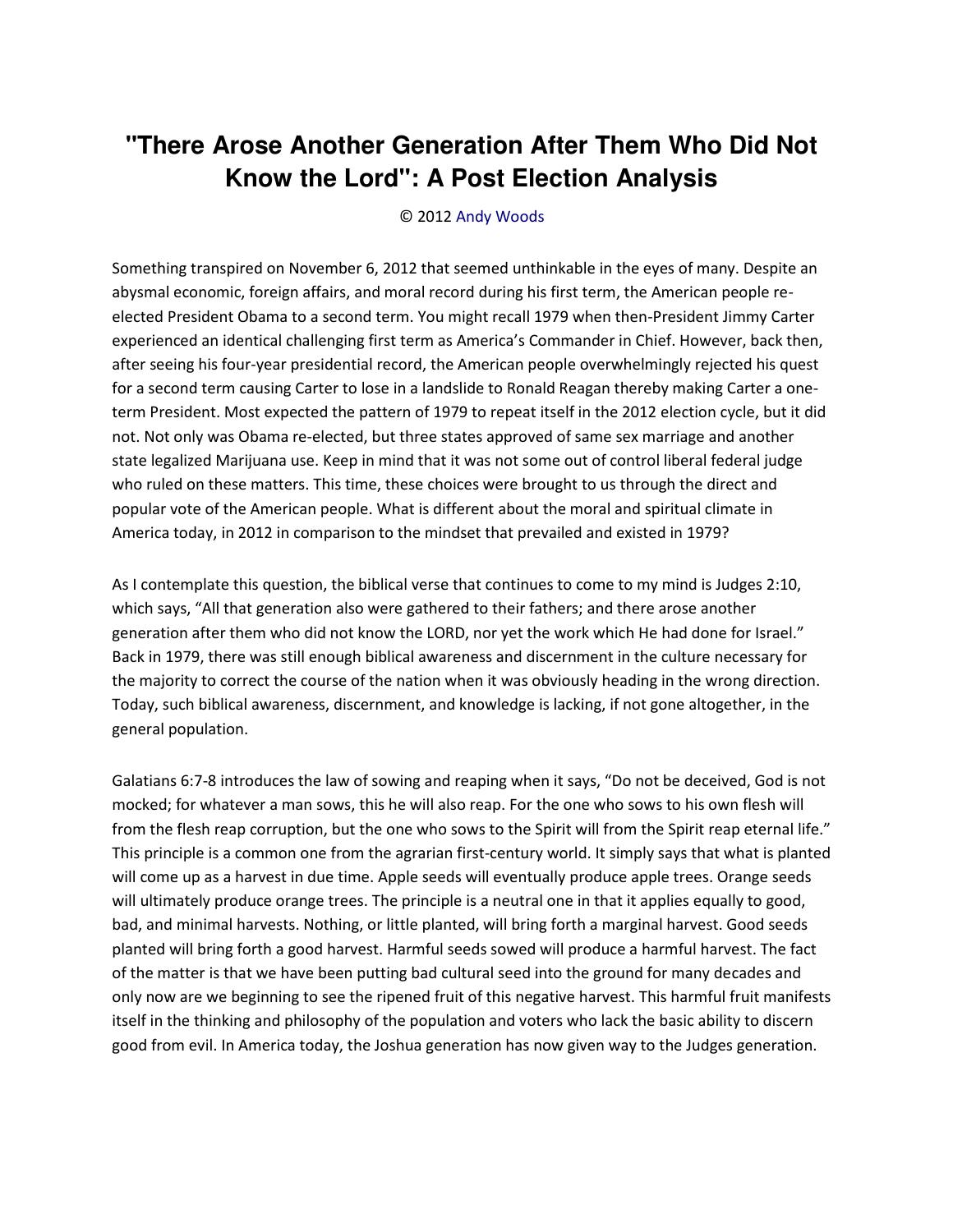# "There Arose Another Generation After Them Who Did Not Know the Lord": A Post Election Analysis

© 2012 Andy Woods

Something transpired on November 6, 2012 that seemed unthinkable in the eyes of many. Despite an abysmal economic, foreign affairs, and moral record during his first term, the American people re-elected President Obama to a second term. You might recall 1979 when then-President Jimmy Carter experienced an identical challenging first term as America's Commander in Chief. However, back then, after seeing his four-year presidential record, the American people overwhelmingly rejected his quest for a second term causing Carter to lose in a landslide to Ronald Reagan thereby making Carter a one-term President. Most expected the pattern of 1979 to repeat itself in the 2012 election cycle, but it did not. Not only was Obama re-elected, but three states approved of same sex marriage and another state legalized Marijuana use. Keep in mind that it was not some out of control liberal federal judge who ruled on these matters. This time, these choices were brought to us through the direct and popular vote of the American people. What is different about the moral and spiritual climate in America today, in 2012 in comparison to the mindset that prevailed and existed in 1979?

As I contemplate this question, the biblical verse that continues to come to my mind is Judges 2:10, which says, "All that generation also were gathered to their fathers; and there arose another generation after them who did not know the LORD, nor yet the work which He had done for Israel." Back in 1979, there was still enough biblical awareness and discernment in the culture necessary for the majority to correct the course of the nation when it was obviously heading in the wrong direction. Today, such biblical awareness, discernment, and knowledge is lacking, if not gone altogether, in the general population.

Galatians 6:7-8 introduces the law of sowing and reaping when it says, "Do not be deceived, God is not mocked; for whatever a man sows, this he will also reap. For the one who sows to his own flesh will from the flesh reap corruption, but the one who sows to the Spirit will from the Spirit reap eternal life." This principle is a common one from the agrarian first-century world. It simply says that what is planted will come up as a harvest in due time. Apple seeds will eventually produce apple trees. Orange seeds will ultimately produce orange trees. The principle is a neutral one in that it applies equally to good, bad, and minimal harvests. Nothing, or little planted, will bring forth a marginal harvest. Good seeds planted will bring forth a good harvest. Harmful seeds sowed will produce a harmful harvest. The fact of the matter is that we have been putting bad cultural seed into the ground for many decades and only now are we beginning to see the ripened fruit of this negative harvest. This harmful fruit manifests itself in the thinking and philosophy of the population and voters who lack the basic ability to discern good from evil. In America today, the Joshua generation has now given way to the Judges generation.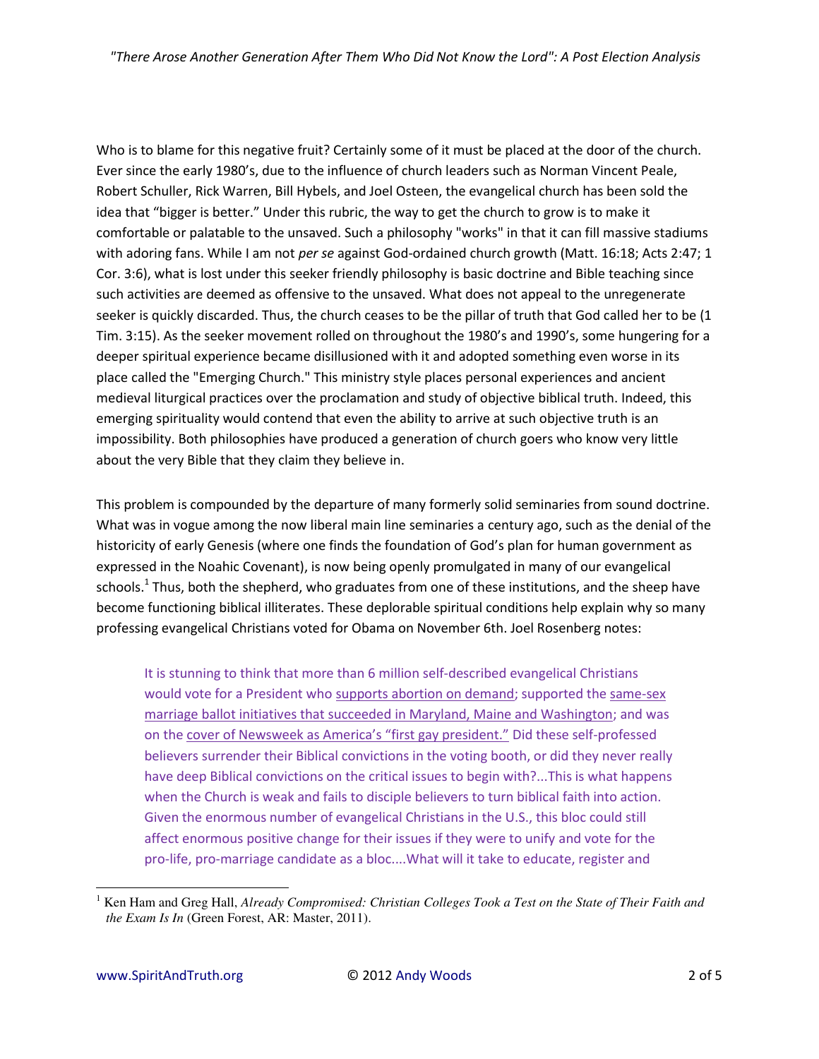Who is to blame for this negative fruit? Certainly some of it must be placed at the door of the church. Ever since the early 1980's, due to the influence of church leaders such as Norman Vincent Peale, Robert Schuller, Rick Warren, Bill Hybels, and Joel Osteen, the evangelical church has been sold the idea that "bigger is better." Under this rubric, the way to get the church to grow is to make it comfortable or palatable to the unsaved. Such a philosophy "works" in that it can fill massive stadiums with adoring fans. While I am not *per se* against God-ordained church growth (Matt. 16:18; Acts 2:47; 1 Cor. 3:6), what is lost under this seeker friendly philosophy is basic doctrine and Bible teaching since such activities are deemed as offensive to the unsaved. What does not appeal to the unregenerate seeker is quickly discarded. Thus, the church ceases to be the pillar of truth that God called her to be (1 Tim. 3:15). As the seeker movement rolled on throughout the 1980's and 1990's, some hungering for a deeper spiritual experience became disillusioned with it and adopted something even worse in its place called the "Emerging Church." This ministry style places personal experiences and ancient medieval liturgical practices over the proclamation and study of objective biblical truth. Indeed, this emerging spirituality would contend that even the ability to arrive at such objective truth is an impossibility. Both philosophies have produced a generation of church goers who know very little about the very Bible that they claim they believe in.

This problem is compounded by the departure of many formerly solid seminaries from sound doctrine. What was in vogue among the now liberal main line seminaries a century ago, such as the denial of the historicity of early Genesis (where one finds the foundation of God's plan for human government as expressed in the Noahic Covenant), is now being openly promulgated in many of our evangelical schools.[1] Thus, both the shepherd, who graduates from one of these institutions, and the sheep have become functioning biblical illiterates. These deplorable spiritual conditions help explain why so many professing evangelical Christians voted for Obama on November 6th. Joel Rosenberg notes:

> It is stunning to think that more than 6 million self-described evangelical Christians would vote for a President who supports abortion on demand; supported the same-sex marriage ballot initiatives that succeeded in Maryland, Maine and Washington; and was on the cover of Newsweek as America's "first gay president." Did these self-professed believers surrender their Biblical convictions in the voting booth, or did they never really have deep Biblical convictions on the critical issues to begin with?...This is what happens when the Church is weak and fails to disciple believers to turn biblical faith into action. Given the enormous number of evangelical Christians in the U.S., this bloc could still affect enormous positive change for their issues if they were to unify and vote for the pro-life, pro-marriage candidate as a bloc....What will it take to educate, register and

[1] Ken Ham and Greg Hall, *Already Compromised: Christian Colleges Took a Test on the State of Their Faith and the Exam Is In* (Green Forest, AR: Master, 2011).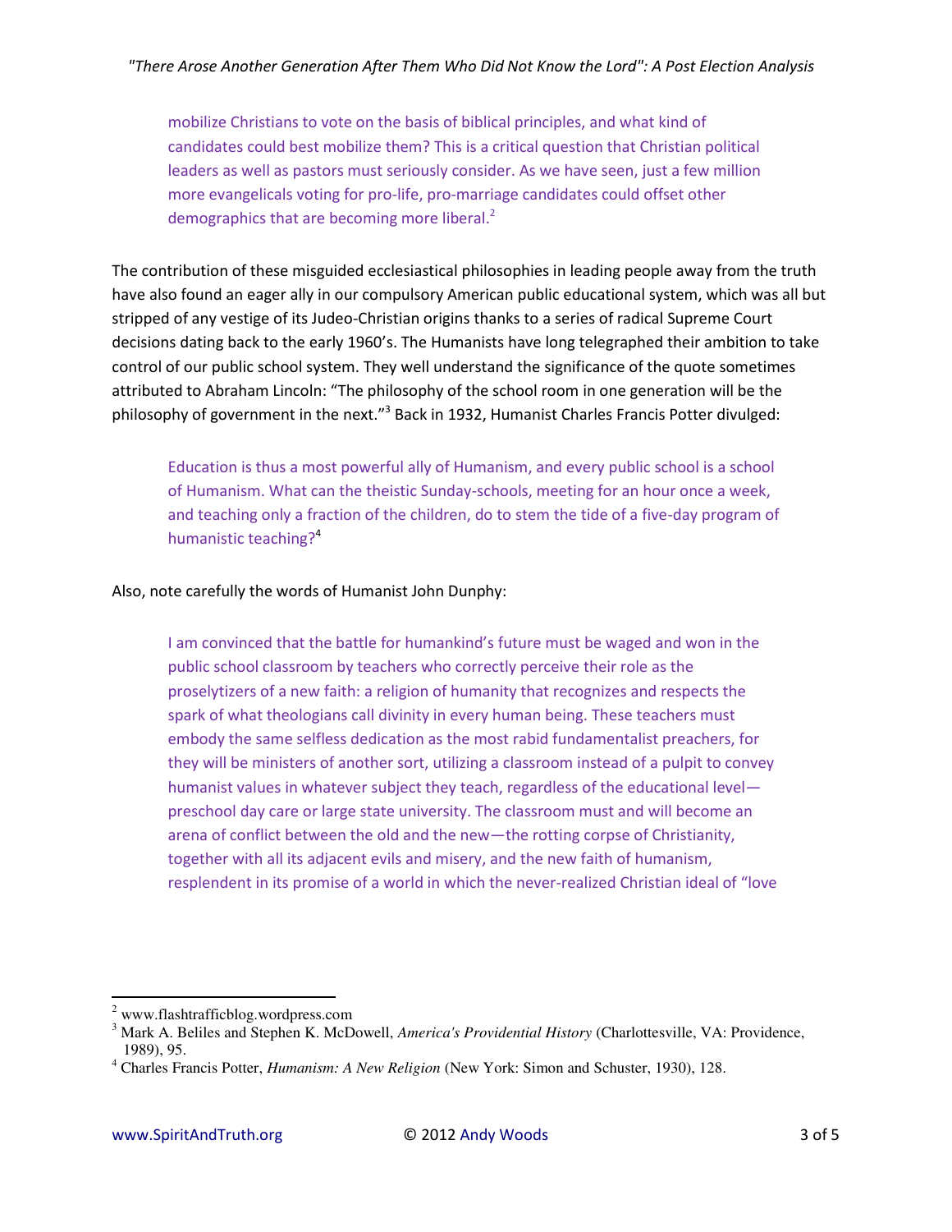> mobilize Christians to vote on the basis of biblical principles, and what kind of candidates could best mobilize them? This is a critical question that Christian political leaders as well as pastors must seriously consider. As we have seen, just a few million more evangelicals voting for pro-life, pro-marriage candidates could offset other demographics that are becoming more liberal.[2]

The contribution of these misguided ecclesiastical philosophies in leading people away from the truth have also found an eager ally in our compulsory American public educational system, which was all but stripped of any vestige of its Judeo-Christian origins thanks to a series of radical Supreme Court decisions dating back to the early 1960's. The Humanists have long telegraphed their ambition to take control of our public school system. They well understand the significance of the quote sometimes attributed to Abraham Lincoln: "The philosophy of the school room in one generation will be the philosophy of government in the next."[3] Back in 1932, Humanist Charles Francis Potter divulged:

> Education is thus a most powerful ally of Humanism, and every public school is a school of Humanism. What can the theistic Sunday-schools, meeting for an hour once a week, and teaching only a fraction of the children, do to stem the tide of a five-day program of humanistic teaching?[4]

Also, note carefully the words of Humanist John Dunphy:

> I am convinced that the battle for humankind's future must be waged and won in the public school classroom by teachers who correctly perceive their role as the proselytizers of a new faith: a religion of humanity that recognizes and respects the spark of what theologians call divinity in every human being. These teachers must embody the same selfless dedication as the most rabid fundamentalist preachers, for they will be ministers of another sort, utilizing a classroom instead of a pulpit to convey humanist values in whatever subject they teach, regardless of the educational level—preschool day care or large state university. The classroom must and will become an arena of conflict between the old and the new—the rotting corpse of Christianity, together with all its adjacent evils and misery, and the new faith of humanism, resplendent in its promise of a world in which the never-realized Christian ideal of "love

---

[2] www.flashtrafficblog.wordpress.com

[3] Mark A. Beliles and Stephen K. McDowell, *America's Providential History* (Charlottesville, VA: Providence, 1989), 95.

[4] Charles Francis Potter, *Humanism: A New Religion* (New York: Simon and Schuster, 1930), 128.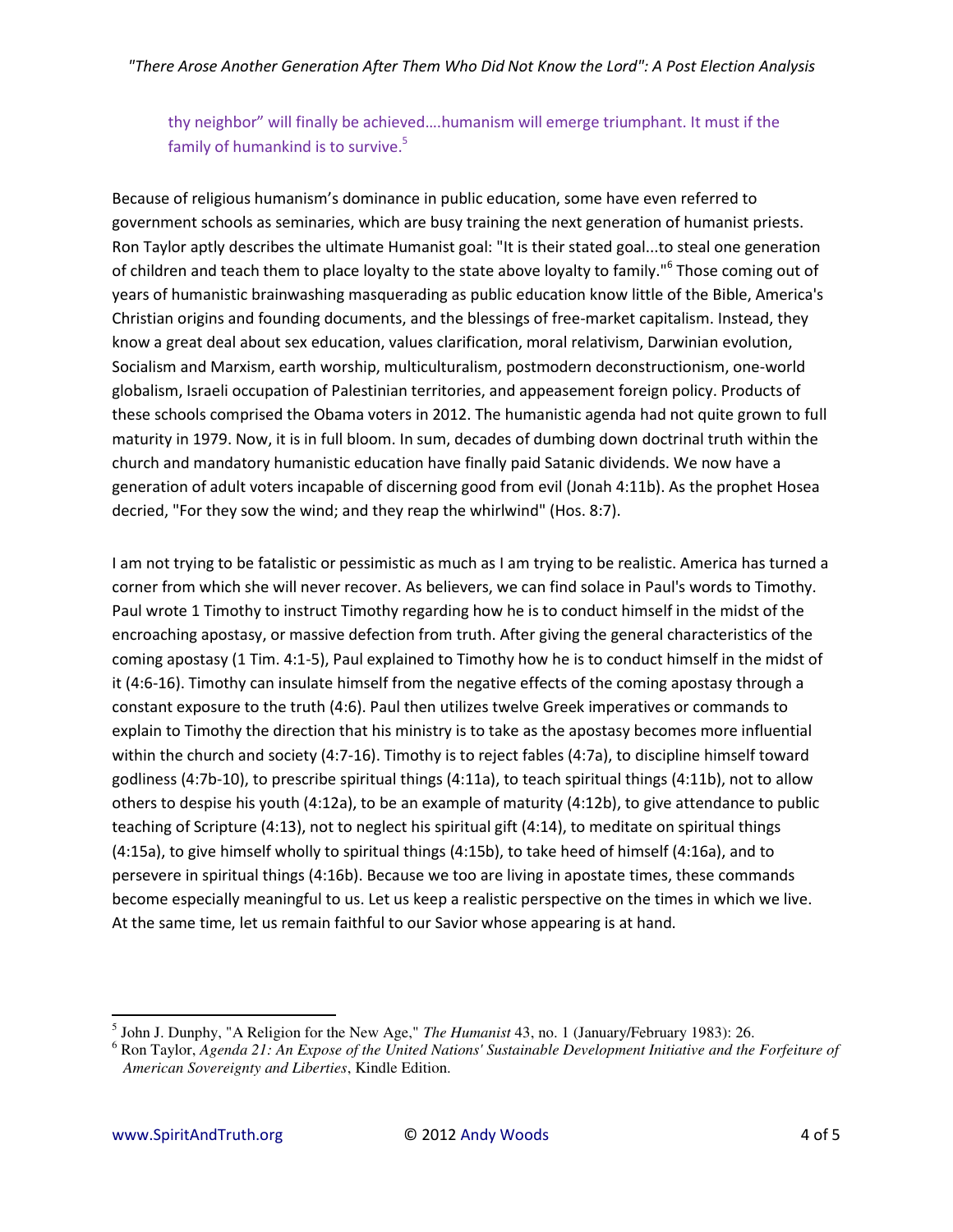> thy neighbor" will finally be achieved….humanism will emerge triumphant. It must if the family of humankind is to survive.[5]

Because of religious humanism's dominance in public education, some have even referred to government schools as seminaries, which are busy training the next generation of humanist priests. Ron Taylor aptly describes the ultimate Humanist goal: "It is their stated goal...to steal one generation of children and teach them to place loyalty to the state above loyalty to family."[6] Those coming out of years of humanistic brainwashing masquerading as public education know little of the Bible, America's Christian origins and founding documents, and the blessings of free-market capitalism. Instead, they know a great deal about sex education, values clarification, moral relativism, Darwinian evolution, Socialism and Marxism, earth worship, multiculturalism, postmodern deconstructionism, one-world globalism, Israeli occupation of Palestinian territories, and appeasement foreign policy. Products of these schools comprised the Obama voters in 2012. The humanistic agenda had not quite grown to full maturity in 1979. Now, it is in full bloom. In sum, decades of dumbing down doctrinal truth within the church and mandatory humanistic education have finally paid Satanic dividends. We now have a generation of adult voters incapable of discerning good from evil (Jonah 4:11b). As the prophet Hosea decried, "For they sow the wind; and they reap the whirlwind" (Hos. 8:7).

I am not trying to be fatalistic or pessimistic as much as I am trying to be realistic. America has turned a corner from which she will never recover. As believers, we can find solace in Paul's words to Timothy. Paul wrote 1 Timothy to instruct Timothy regarding how he is to conduct himself in the midst of the encroaching apostasy, or massive defection from truth. After giving the general characteristics of the coming apostasy (1 Tim. 4:1-5), Paul explained to Timothy how he is to conduct himself in the midst of it (4:6-16). Timothy can insulate himself from the negative effects of the coming apostasy through a constant exposure to the truth (4:6). Paul then utilizes twelve Greek imperatives or commands to explain to Timothy the direction that his ministry is to take as the apostasy becomes more influential within the church and society (4:7-16). Timothy is to reject fables (4:7a), to discipline himself toward godliness (4:7b-10), to prescribe spiritual things (4:11a), to teach spiritual things (4:11b), not to allow others to despise his youth (4:12a), to be an example of maturity (4:12b), to give attendance to public teaching of Scripture (4:13), not to neglect his spiritual gift (4:14), to meditate on spiritual things (4:15a), to give himself wholly to spiritual things (4:15b), to take heed of himself (4:16a), and to persevere in spiritual things (4:16b). Because we too are living in apostate times, these commands become especially meaningful to us. Let us keep a realistic perspective on the times in which we live. At the same time, let us remain faithful to our Savior whose appearing is at hand.

---

[5] John J. Dunphy, "A Religion for the New Age," *The Humanist* 43, no. 1 (January/February 1983): 26.

[6] Ron Taylor, *Agenda 21: An Expose of the United Nations' Sustainable Development Initiative and the Forfeiture of American Sovereignty and Liberties*, Kindle Edition.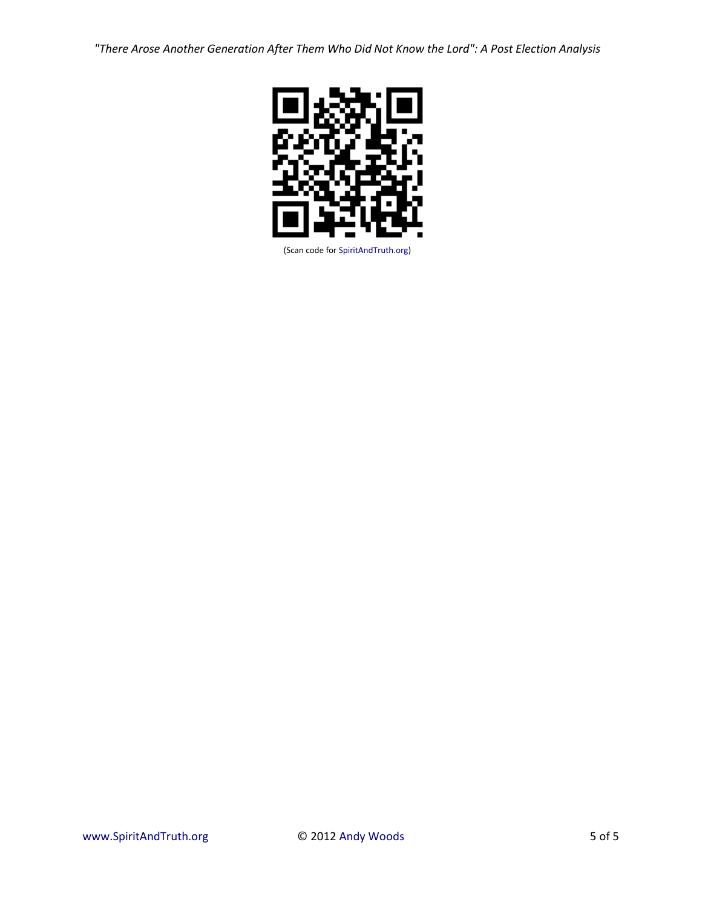(Scan code for SpiritAndTruth.org)